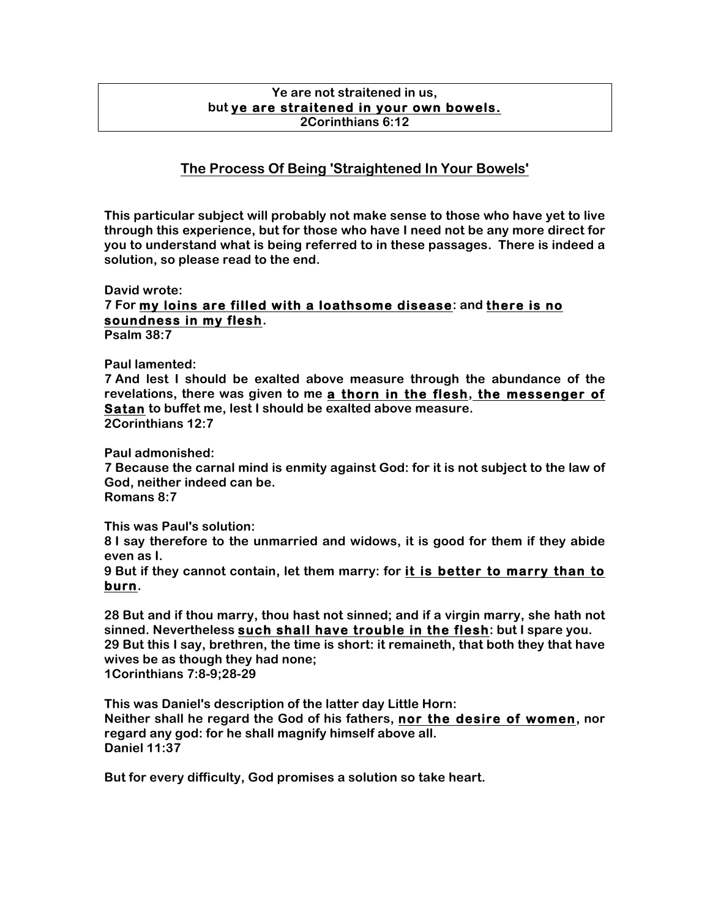**Ye are not straitened in us,**
**but <u>ye are straitened in your own bowels.</u>**
**2Corinthians 6:12**

## <u>The Process Of Being 'Straightened In Your Bowels'</u>

**This particular subject will probably not make sense to those who have yet to live through this experience, but for those who have I need not be any more direct for you to understand what is being referred to in these passages. There is indeed a solution, so please read to the end.**

**David wrote:**
**7 For <u>my loins are filled with a loathsome disease</u>: and <u>there is no soundness in my flesh</u>.**
**Psalm 38:7**

**Paul lamented:**
**7 And lest I should be exalted above measure through the abundance of the revelations, there was given to me <u>a thorn in the flesh</u>, <u>the messenger of Satan</u> to buffet me, lest I should be exalted above measure.**
**2Corinthians 12:7**

**Paul admonished:**
**7 Because the carnal mind is enmity against God: for it is not subject to the law of God, neither indeed can be.**
**Romans 8:7**

**This was Paul's solution:**
**8 I say therefore to the unmarried and widows, it is good for them if they abide even as I.**
**9 But if they cannot contain, let them marry: for <u>it is better to marry than to burn</u>.**

**28 But and if thou marry, thou hast not sinned; and if a virgin marry, she hath not sinned. Nevertheless <u>such shall have trouble in the flesh</u>: but I spare you.**
**29 But this I say, brethren, the time is short: it remaineth, that both they that have wives be as though they had none;**
**1Corinthians 7:8-9;28-29**

**This was Daniel's description of the latter day Little Horn:**
**Neither shall he regard the God of his fathers, <u>nor the desire of women</u>, nor regard any god: for he shall magnify himself above all.**
**Daniel 11:37**

**But for every difficulty, God promises a solution so take heart.**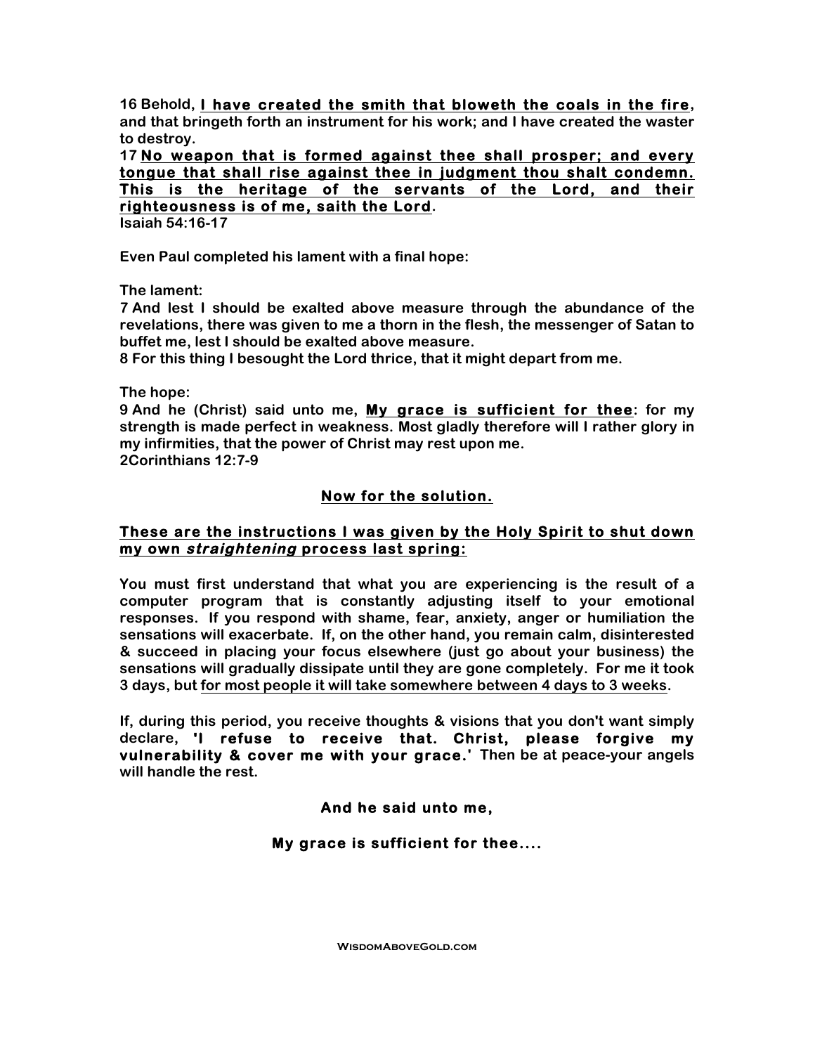**16 Behold, <u>I have created the smith that bloweth the coals in the fire</u>, and that bringeth forth an instrument for his work; and I have created the waster to destroy.**
**17 <u>No weapon that is formed against thee shall prosper; and every tongue that shall rise against thee in judgment thou shalt condemn. This is the heritage of the servants of the Lord, and their righteousness is of me, saith the Lord</u>.**
**Isaiah 54:16-17**

**Even Paul completed his lament with a final hope:**

**The lament:**
**7 And lest I should be exalted above measure through the abundance of the revelations, there was given to me a thorn in the flesh, the messenger of Satan to buffet me, lest I should be exalted above measure.**
**8 For this thing I besought the Lord thrice, that it might depart from me.**

**The hope:**
**9 And he (Christ) said unto me, <u>My grace is sufficient for thee</u>: for my strength is made perfect in weakness. Most gladly therefore will I rather glory in my infirmities, that the power of Christ may rest upon me.**
**2Corinthians 12:7-9**

## <u>Now for the solution.</u>

**<u>These are the instructions I was given by the Holy Spirit to shut down my own *straightening* process last spring:</u>**

**You must first understand that what you are experiencing is the result of a computer program that is constantly adjusting itself to your emotional responses. If you respond with shame, fear, anxiety, anger or humiliation the sensations will exacerbate. If, on the other hand, you remain calm, disinterested & succeed in placing your focus elsewhere (just go about your business) the sensations will gradually dissipate until they are gone completely. For me it took 3 days, but <u>for most people it will take somewhere between 4 days to 3 weeks</u>.**

**If, during this period, you receive thoughts & visions that you don't want simply declare, 'I refuse to receive that. Christ, please forgive my vulnerability & cover me with your grace.' Then be at peace-your angels will handle the rest.**

**And he said unto me,**

**My grace is sufficient for thee....**